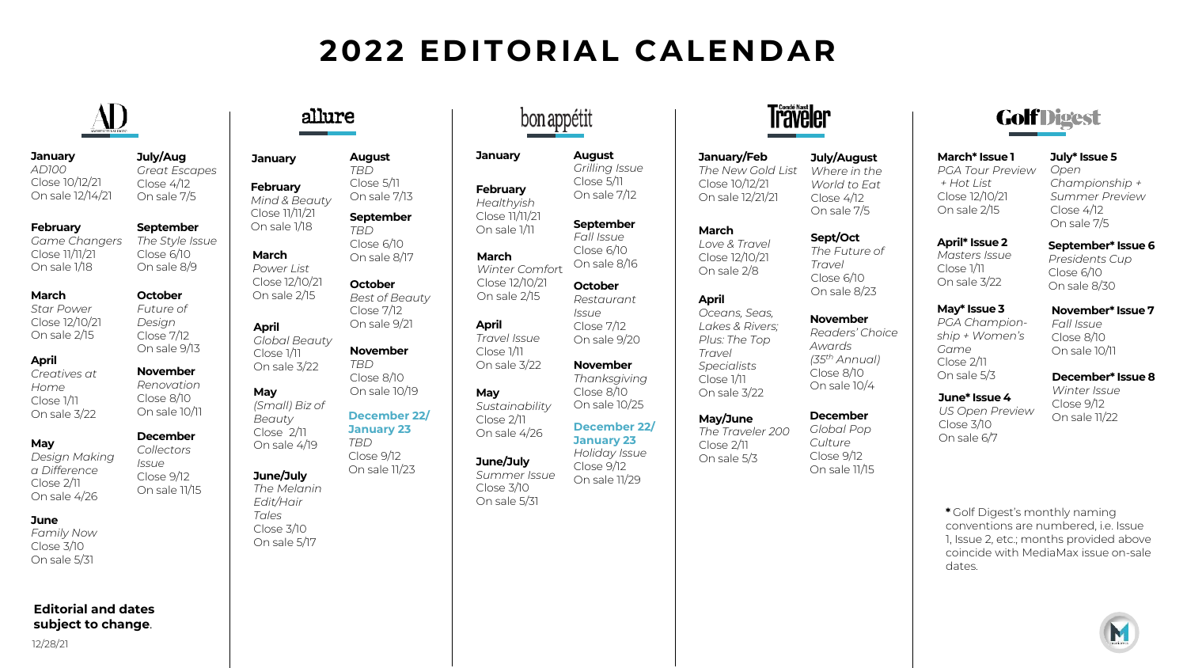# 2022 EDITORIAL CALENDAR

## AD

**January**
*AD100*
Close 10/12/21
On sale 12/14/21

**February**
*Game Changers*
Close 11/11/21
On sale 1/18

**March**
*Star Power*
Close 12/10/21
On sale 2/15

**April**
*Creatives at Home*
Close 1/11
On sale 3/22

**May**
*Design Making a Difference*
Close 2/11
On sale 4/26

**June**
*Family Now*
Close 3/10
On sale 5/31

**July/Aug**
*Great Escapes*
Close 4/12
On sale 7/5

**September**
*The Style Issue*
Close 6/10
On sale 8/9

**October**
*Future of Design*
Close 7/12
On sale 9/13

**November**
*Renovation*
Close 8/10
On sale 10/11

**December**
*Collectors Issue*
Close 9/12
On sale 11/15

**Editorial and dates subject to change**.

12/28/21

## allure

**January**

**February**
*Mind & Beauty*
Close 11/11/21
On sale 1/18

**March**
*Power List*
Close 12/10/21
On sale 2/15

**April**
*Global Beauty*
Close 1/11
On sale 3/22

**May**
*(Small) Biz of Beauty*
Close 2/11
On sale 4/19

**June/July**
*The Melanin Edit/Hair Tales*
Close 3/10
On sale 5/17

**August**
*TBD*
Close 5/11
On sale 7/13

**September**
*TBD*
Close 6/10
On sale 8/17

**October**
*Best of Beauty*
Close 7/12
On sale 9/21

**November**
*TBD*
Close 8/10
On sale 10/19

**December 22/ January 23**
*TBD*
Close 9/12
On sale 11/23

## bon appétit

**January**

**February**
*Healthyish*
Close 11/11/21
On sale 1/11

**March**
*Winter Comfort*
Close 12/10/21
On sale 2/15

**April**
*Travel Issue*
Close 1/11
On sale 3/22

**May**
*Sustainability*
Close 2/11
On sale 4/26

**June/July**
*Summer Issue*
Close 3/10
On sale 5/31

**August**
*Grilling Issue*
Close 5/11
On sale 7/12

**September**
*Fall Issue*
Close 6/10
On sale 8/16

**October**
*Restaurant Issue*
Close 7/12
On sale 9/20

**November**
*Thanksgiving*
Close 8/10
On sale 10/25

**December 22/ January 23**
*Holiday Issue*
Close 9/12
On sale 11/29

## Condé Nast Traveler

**January/Feb**
*The New Gold List*
Close 10/12/21
On sale 12/21/21

**March**
*Love & Travel*
Close 12/10/21
On sale 2/8

**April**
*Oceans, Seas, Lakes & Rivers; Plus: The Top Travel Specialists*
Close 1/11
On sale 3/22

**May/June**
*The Traveler 200*
Close 2/11
On sale 5/3

**July/August**
*Where in the World to Eat*
Close 4/12
On sale 7/5

**Sept/Oct**
*The Future of Travel*
Close 6/10
On sale 8/23

**November**
*Readers' Choice Awards (35th Annual)*
Close 8/10
On sale 10/4

**December**
*Global Pop Culture*
Close 9/12
On sale 11/15

## Golf Digest

**March* Issue 1**
*PGA Tour Preview + Hot List*
Close 12/10/21
On sale 2/15

**April* Issue 2**
*Masters Issue*
Close 1/11
On sale 3/22

**May* Issue 3**
*PGA Championship + Women's Game*
Close 2/11
On sale 5/3

**June* Issue 4**
*US Open Preview*
Close 3/10
On sale 6/7

**July* Issue 5**
*Open Championship + Summer Preview*
Close 4/12
On sale 7/5

**September* Issue 6**
*Presidents Cup*
Close 6/10
On sale 8/30

**November* Issue 7**
*Fall Issue*
Close 8/10
On sale 10/11

**December* Issue 8**
*Winter Issue*
Close 9/12
On sale 11/22

**\*** Golf Digest's monthly naming conventions are numbered, i.e. Issue 1, Issue 2, etc.; months provided above coincide with MediaMax issue on-sale dates.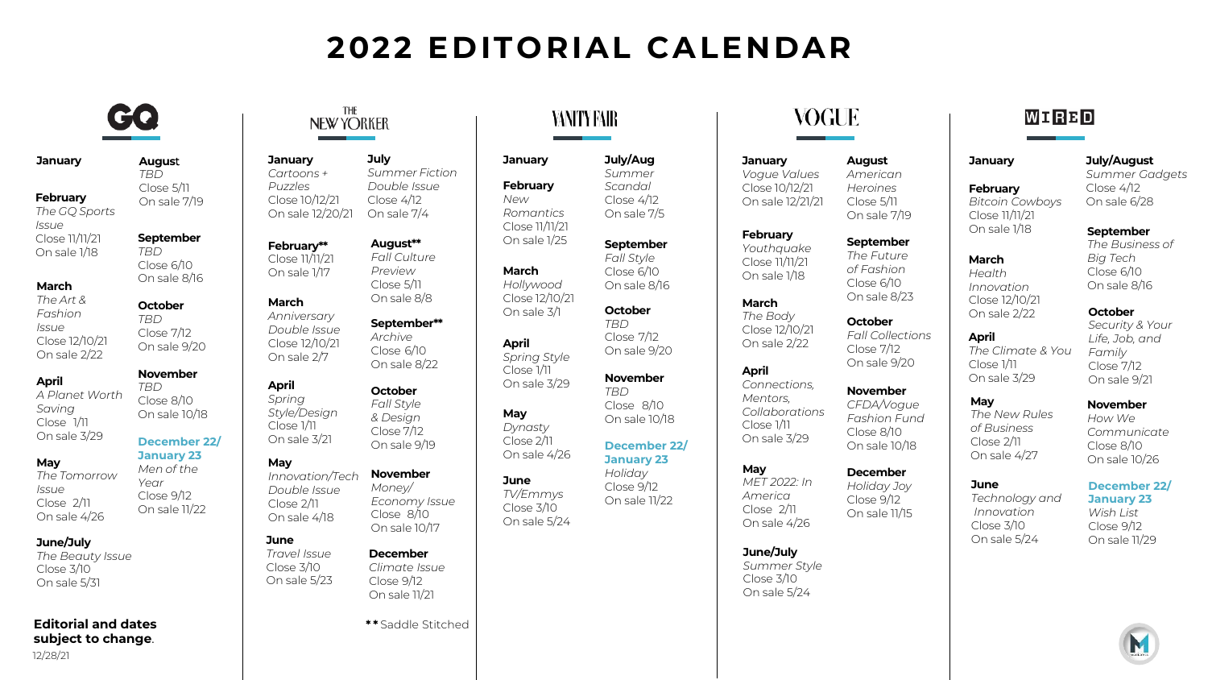# 2022 EDITORIAL CALENDAR

## GQ

**January**

**February**
*The GQ Sports Issue*
Close 11/11/21
On sale 1/18

**March**
*The Art & Fashion Issue*
Close 12/10/21
On sale 2/22

**April**
*A Planet Worth Saving*
Close 1/11
On sale 3/29

**May**
*The Tomorrow Issue*
Close 2/11
On sale 4/26

**June/July**
*The Beauty Issue*
Close 3/10
On sale 5/31

**August**
*TBD*
Close 5/11
On sale 7/19

**September**
*TBD*
Close 6/10
On sale 8/16

**October**
*TBD*
Close 7/12
On sale 9/20

**November**
*TBD*
Close 8/10
On sale 10/18

**December 22/ January 23**
*Men of the Year*
Close 9/12
On sale 11/22

**Editorial and dates subject to change**.

12/28/21

## THE NEW YORKER

**January**
*Cartoons + Puzzles*
Close 10/12/21
On sale 12/20/21

**February****
Close 11/11/21
On sale 1/17

**March**
*Anniversary Double Issue*
Close 12/10/21
On sale 2/7

**April**
*Spring Style/Design*
Close 1/11
On sale 3/21

**May**
*Innovation/Tech Double Issue*
Close 2/11
On sale 4/18

**June**
*Travel Issue*
Close 3/10
On sale 5/23

**July**
*Summer Fiction Double Issue*
Close 4/12
On sale 7/4

**August****
*Fall Culture Preview*
Close 5/11
On sale 8/8

**September****
*Archive*
Close 6/10
On sale 8/22

**October**
*Fall Style & Design*
Close 7/12
On sale 9/19

**November**
*Money/ Economy Issue*
Close 8/10
On sale 10/17

**December**
*Climate Issue*
Close 9/12
On sale 11/21

** Saddle Stitched

## VANITY FAIR

**January**

**February**
*New Romantics*
Close 11/11/21
On sale 1/25

**March**
*Hollywood*
Close 12/10/21
On sale 3/1

**April**
*Spring Style*
Close 1/11
On sale 3/29

**May**
*Dynasty*
Close 2/11
On sale 4/26

**June**
*TV/Emmys*
Close 3/10
On sale 5/24

**July/Aug**
*Summer Scandal*
Close 4/12
On sale 7/5

**September**
*Fall Style*
Close 6/10
On sale 8/16

**October**
*TBD*
Close 7/12
On sale 9/20

**November**
*TBD*
Close 8/10
On sale 10/18

**December 22/ January 23**
*Holiday*
Close 9/12
On sale 11/22

## VOGUE

**January**
*Vogue Values*
Close 10/12/21
On sale 12/21/21

**February**
*Youthquake*
Close 11/11/21
On sale 1/18

**March**
*The Body*
Close 12/10/21
On sale 2/22

**April**
*Connections, Mentors, Collaborations*
Close 1/11
On sale 3/29

**May**
*MET 2022: In America*
Close 2/11
On sale 4/26

**June/July**
*Summer Style*
Close 3/10
On sale 5/24

**August**
*American Heroines*
Close 5/11
On sale 7/19

**September**
*The Future of Fashion*
Close 6/10
On sale 8/23

**October**
*Fall Collections*
Close 7/12
On sale 9/20

**November**
*CFDA/Vogue Fashion Fund*
Close 8/10
On sale 10/18

**December**
*Holiday Joy*
Close 9/12
On sale 11/15

## WIRED

**January**

**February**
*Bitcoin Cowboys*
Close 11/11/21
On sale 1/18

**March**
*Health Innovation*
Close 12/10/21
On sale 2/22

**April**
*The Climate & You*
Close 1/11
On sale 3/29

**May**
*The New Rules of Business*
Close 2/11
On sale 4/27

**June**
*Technology and Innovation*
Close 3/10
On sale 5/24

**July/August**
*Summer Gadgets*
Close 4/12
On sale 6/28

**September**
*The Business of Big Tech*
Close 6/10
On sale 8/16

**October**
*Security & Your Life, Job, and Family*
Close 7/12
On sale 9/21

**November**
*How We Communicate*
Close 8/10
On sale 10/26

**December 22/ January 23**
*Wish List*
Close 9/12
On sale 11/29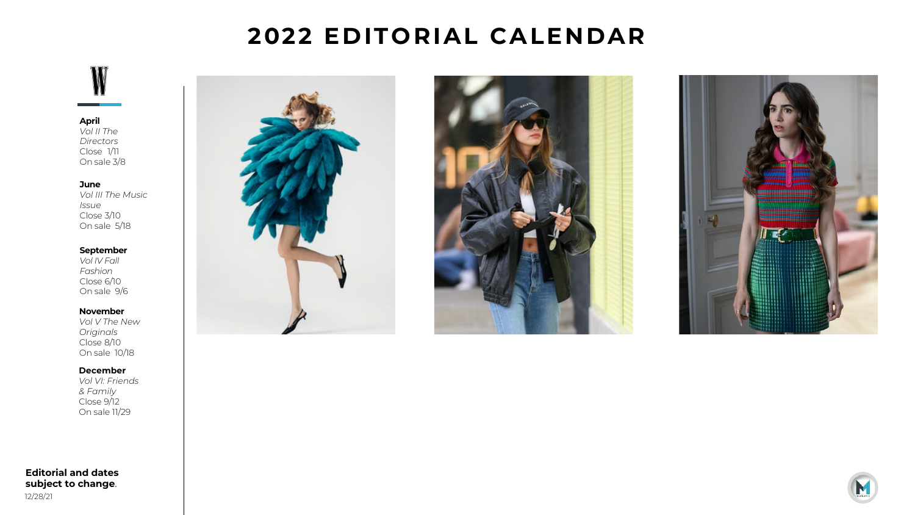# 2022 EDITORIAL CALENDAR

W

**April**
*Vol II The Directors*
Close 1/11
On sale 3/8

**June**
*Vol III The Music Issue*
Close 3/10
On sale 5/18

**September**
*Vol IV Fall Fashion*
Close 6/10
On sale 9/6

**November**
*Vol V The New Originals*
Close 8/10
On sale 10/18

**December**
*Vol VI: Friends & Family*
Close 9/12
On sale 11/29

**Editorial and dates subject to change**.
12/28/21